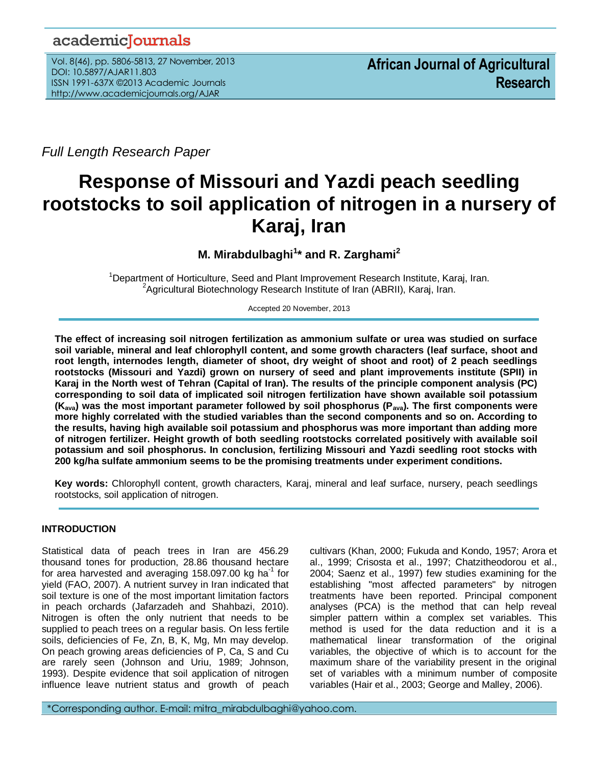Full Length Research Paper

# Response of Missouri and Yazdi peach seedling rootstocks to soil application of nitrogen in a nursery of Karaj, Iran

**M. Mirabdulbaghi[1]* and R. Zarghami[2]**

[1]Department of Horticulture, Seed and Plant Improvement Research Institute, Karaj, Iran.
[2]Agricultural Biotechnology Research Institute of Iran (ABRII), Karaj, Iran.

Accepted 20 November, 2013

**The effect of increasing soil nitrogen fertilization as ammonium sulfate or urea was studied on surface soil variable, mineral and leaf chlorophyll content, and some growth characters (leaf surface, shoot and root length, internodes length, diameter of shoot, dry weight of shoot and root) of 2 peach seedlings rootstocks (Missouri and Yazdi) grown on nursery of seed and plant improvements institute (SPII) in Karaj in the North west of Tehran (Capital of Iran). The results of the principle component analysis (PC) corresponding to soil data of implicated soil nitrogen fertilization have shown available soil potassium ($K_{ava}$) was the most important parameter followed by soil phosphorus ($P_{ava}$). The first components were more highly correlated with the studied variables than the second components and so on. According to the results, having high available soil potassium and phosphorus was more important than adding more of nitrogen fertilizer. Height growth of both seedling rootstocks correlated positively with available soil potassium and soil phosphorus. In conclusion, fertilizing Missouri and Yazdi seedling root stocks with 200 kg/ha sulfate ammonium seems to be the promising treatments under experiment conditions.**

**Key words:** Chlorophyll content, growth characters, Karaj, mineral and leaf surface, nursery, peach seedlings rootstocks, soil application of nitrogen.

## INTRODUCTION

Statistical data of peach trees in Iran are 456.29 thousand tones for production, 28.86 thousand hectare for area harvested and averaging 158.097.00 kg $ha^{-1}$ for yield (FAO, 2007). A nutrient survey in Iran indicated that soil texture is one of the most important limitation factors in peach orchards (Jafarzadeh and Shahbazi, 2010). Nitrogen is often the only nutrient that needs to be supplied to peach trees on a regular basis. On less fertile soils, deficiencies of Fe, Zn, B, K, Mg, Mn may develop. On peach growing areas deficiencies of P, Ca, S and Cu are rarely seen (Johnson and Uriu, 1989; Johnson, 1993). Despite evidence that soil application of nitrogen influence leave nutrient status and growth of peach cultivars (Khan, 2000; Fukuda and Kondo, 1957; Arora et al., 1999; Crisosta et al., 1997; Chatzitheodorou et al., 2004; Saenz et al., 1997) few studies examining for the establishing "most affected parameters" by nitrogen treatments have been reported. Principal component analyses (PCA) is the method that can help reveal simpler pattern within a complex set variables. This method is used for the data reduction and it is a mathematical linear transformation of the original variables, the objective of which is to account for the maximum share of the variability present in the original set of variables with a minimum number of composite variables (Hair et al., 2003; George and Malley, 2006).

*Corresponding author. E-mail: mitra_mirabdulbaghi@yahoo.com.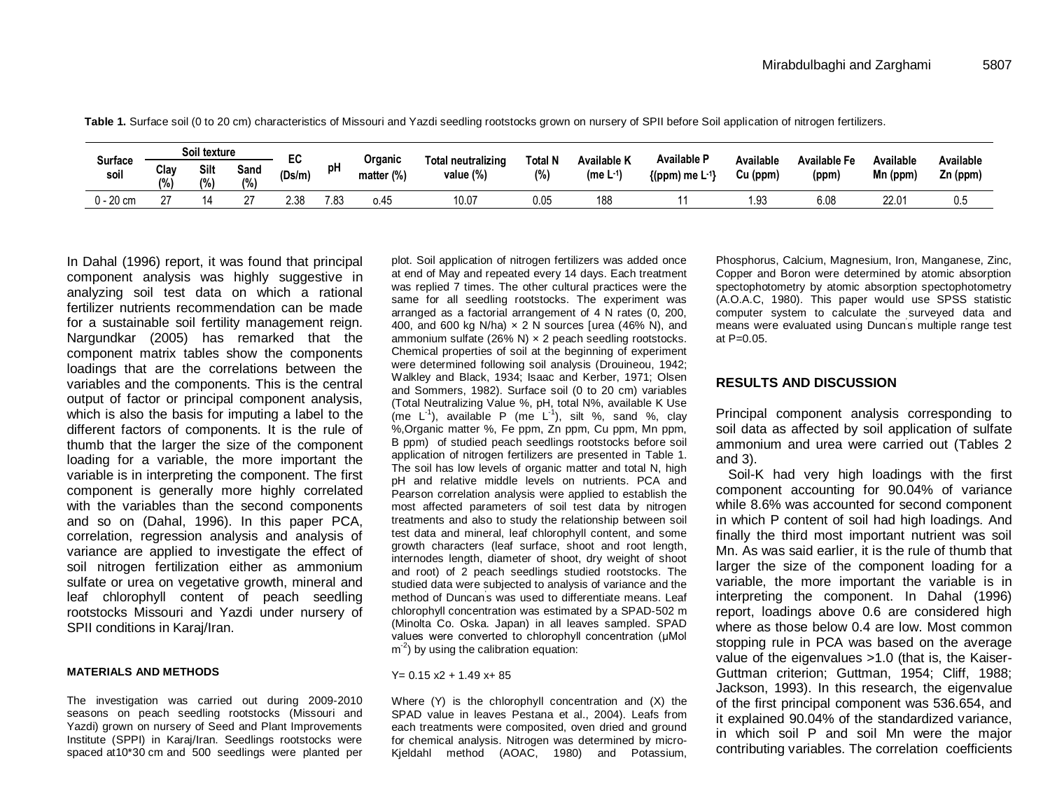**Table 1.** Surface soil (0 to 20 cm) characteristics of Missouri and Yazdi seedling rootstocks grown on nursery of SPII before Soil application of nitrogen fertilizers.

| Surface soil | Soil texture | | | EC (Ds/m) | pH | Organic matter (%) | Total neutralizing value (%) | Total N (%) | Available K (me $L^{-1}$) | Available P {(ppm) me $L^{-1}$} | Available Cu (ppm) | Available Fe (ppm) | Available Mn (ppm) | Available Zn (ppm) |
|---|---|---|---|---|---|---|---|---|---|---|---|---|---|---|
| | Clay (%) | Silt (%) | Sand (%) | | | | | | | | | | | |
| 0 - 20 cm | 27 | 14 | 27 | 2.38 | 7.83 | o.45 | 10.07 | 0.05 | 188 | 11 | 1.93 | 6.08 | 22.01 | 0.5 |

In Dahal (1996) report, it was found that principal component analysis was highly suggestive in analyzing soil test data on which a rational fertilizer nutrients recommendation can be made for a sustainable soil fertility management reign. Nargundkar (2005) has remarked that the component matrix tables show the components loadings that are the correlations between the variables and the components. This is the central output of factor or principal component analysis, which is also the basis for imputing a label to the different factors of components. It is the rule of thumb that the larger the size of the component loading for a variable, the more important the variable is in interpreting the component. The first component is generally more highly correlated with the variables than the second components and so on (Dahal, 1996). In this paper PCA, correlation, regression analysis and analysis of variance are applied to investigate the effect of soil nitrogen fertilization either as ammonium sulfate or urea on vegetative growth, mineral and leaf chlorophyll content of peach seedling rootstocks Missouri and Yazdi under nursery of SPII conditions in Karaj/Iran.

## MATERIALS AND METHODS

The investigation was carried out during 2009-2010 seasons on peach seedling rootstocks (Missouri and Yazdi) grown on nursery of Seed and Plant Improvements Institute (SPPI) in Karaj/Iran. Seedlings rootstocks were spaced at10*30 cm and 500 seedlings were planted per plot. Soil application of nitrogen fertilizers was added once at end of May and repeated every 14 days. Each treatment was replied 7 times. The other cultural practices were the same for all seedling rootstocks. The experiment was arranged as a factorial arrangement of 4 N rates (0, 200, 400, and 600 kg N/ha) × 2 N sources [urea (46% N), and ammonium sulfate (26% N) × 2 peach seedling rootstocks. Chemical properties of soil at the beginning of experiment were determined following soil analysis (Drouineou, 1942; Walkley and Black, 1934; Isaac and Kerber, 1971; Olsen and Sommers, 1982). Surface soil (0 to 20 cm) variables (Total Neutralizing Value %, pH, total N%, available K Use (me $L^{-1}$), available P (me $L^{-1}$), silt %, sand %, clay %,Organic matter %, Fe ppm, Zn ppm, Cu ppm, Mn ppm, B ppm) of studied peach seedlings rootstocks before soil application of nitrogen fertilizers are presented in Table 1. The soil has low levels of organic matter and total N, high pH and relative middle levels on nutrients. PCA and Pearson correlation analysis were applied to establish the most affected parameters of soil test data by nitrogen treatments and also to study the relationship between soil test data and mineral, leaf chlorophyll content, and some growth characters (leaf surface, shoot and root length, internodes length, diameter of shoot, dry weight of shoot and root) of 2 peach seedlings studied rootstocks. The studied data were subjected to analysis of variance and the method of Duncan's was used to differentiate means. Leaf chlorophyll concentration was estimated by a SPAD-502 m (Minolta Co. Oska. Japan) in all leaves sampled. SPAD values were converted to chlorophyll concentration (µMol $m^{-2}$) by using the calibration equation:

$$Y= 0.15\,x2 + 1.49\,x+ 85$$

Where (Y) is the chlorophyll concentration and (X) the SPAD value in leaves Pestana et al., 2004). Leafs from each treatments were composited, oven dried and ground for chemical analysis. Nitrogen was determined by micro-Kjeldahl method (AOAC, 1980) and Potassium, Phosphorus, Calcium, Magnesium, Iron, Manganese, Zinc, Copper and Boron were determined by atomic absorption spectophotometry by atomic absorption spectophotometry (A.O.A.C, 1980). This paper would use SPSS statistic computer system to calculate the surveyed data and means were evaluated using Duncan's multiple range test at P=0.05.

## RESULTS AND DISCUSSION

Principal component analysis corresponding to soil data as affected by soil application of sulfate ammonium and urea were carried out (Tables 2 and 3).

Soil-K had very high loadings with the first component accounting for 90.04% of variance while 8.6% was accounted for second component in which P content of soil had high loadings. And finally the third most important nutrient was soil Mn. As was said earlier, it is the rule of thumb that larger the size of the component loading for a variable, the more important the variable is in interpreting the component. In Dahal (1996) report, loadings above 0.6 are considered high where as those below 0.4 are low. Most common stopping rule in PCA was based on the average value of the eigenvalues >1.0 (that is, the Kaiser-Guttman criterion; Guttman, 1954; Cliff, 1988; Jackson, 1993). In this research, the eigenvalue of the first principal component was 536.654, and it explained 90.04% of the standardized variance, in which soil P and soil Mn were the major contributing variables. The correlation coefficients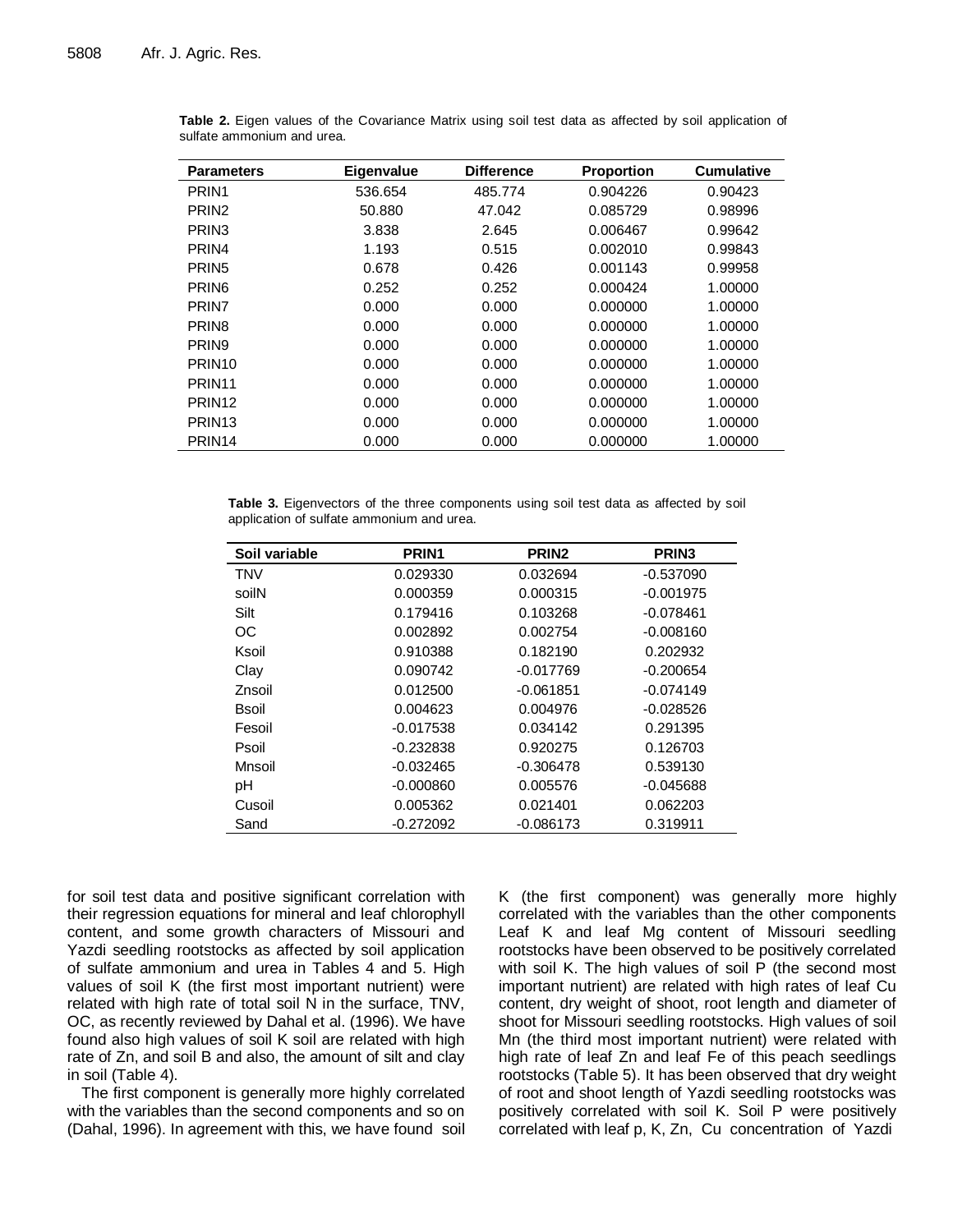**Table 2.** Eigen values of the Covariance Matrix using soil test data as affected by soil application of sulfate ammonium and urea.

| Parameters | Eigenvalue | Difference | Proportion | Cumulative |
|---|---|---|---|---|
| PRIN1 | 536.654 | 485.774 | 0.904226 | 0.90423 |
| PRIN2 | 50.880 | 47.042 | 0.085729 | 0.98996 |
| PRIN3 | 3.838 | 2.645 | 0.006467 | 0.99642 |
| PRIN4 | 1.193 | 0.515 | 0.002010 | 0.99843 |
| PRIN5 | 0.678 | 0.426 | 0.001143 | 0.99958 |
| PRIN6 | 0.252 | 0.252 | 0.000424 | 1.00000 |
| PRIN7 | 0.000 | 0.000 | 0.000000 | 1.00000 |
| PRIN8 | 0.000 | 0.000 | 0.000000 | 1.00000 |
| PRIN9 | 0.000 | 0.000 | 0.000000 | 1.00000 |
| PRIN10 | 0.000 | 0.000 | 0.000000 | 1.00000 |
| PRIN11 | 0.000 | 0.000 | 0.000000 | 1.00000 |
| PRIN12 | 0.000 | 0.000 | 0.000000 | 1.00000 |
| PRIN13 | 0.000 | 0.000 | 0.000000 | 1.00000 |
| PRIN14 | 0.000 | 0.000 | 0.000000 | 1.00000 |

**Table 3.** Eigenvectors of the three components using soil test data as affected by soil application of sulfate ammonium and urea.

| Soil variable | PRIN1 | PRIN2 | PRIN3 |
|---|---|---|---|
| TNV | 0.029330 | 0.032694 | -0.537090 |
| soilN | 0.000359 | 0.000315 | -0.001975 |
| Silt | 0.179416 | 0.103268 | -0.078461 |
| OC | 0.002892 | 0.002754 | -0.008160 |
| Ksoil | 0.910388 | 0.182190 | 0.202932 |
| Clay | 0.090742 | -0.017769 | -0.200654 |
| Znsoil | 0.012500 | -0.061851 | -0.074149 |
| Bsoil | 0.004623 | 0.004976 | -0.028526 |
| Fesoil | -0.017538 | 0.034142 | 0.291395 |
| Psoil | -0.232838 | 0.920275 | 0.126703 |
| Mnsoil | -0.032465 | -0.306478 | 0.539130 |
| pH | -0.000860 | 0.005576 | -0.045688 |
| Cusoil | 0.005362 | 0.021401 | 0.062203 |
| Sand | -0.272092 | -0.086173 | 0.319911 |

for soil test data and positive significant correlation with their regression equations for mineral and leaf chlorophyll content, and some growth characters of Missouri and Yazdi seedling rootstocks as affected by soil application of sulfate ammonium and urea in Tables 4 and 5. High values of soil K (the first most important nutrient) were related with high rate of total soil N in the surface, TNV, OC, as recently reviewed by Dahal et al. (1996). We have found also high values of soil K soil are related with high rate of Zn, and soil B and also, the amount of silt and clay in soil (Table 4).

The first component is generally more highly correlated with the variables than the second components and so on (Dahal, 1996). In agreement with this, we have found soil K (the first component) was generally more highly correlated with the variables than the other components Leaf K and leaf Mg content of Missouri seedling rootstocks have been observed to be positively correlated with soil K. The high values of soil P (the second most important nutrient) are related with high rates of leaf Cu content, dry weight of shoot, root length and diameter of shoot for Missouri seedling rootstocks. High values of soil Mn (the third most important nutrient) were related with high rate of leaf Zn and leaf Fe of this peach seedlings rootstocks (Table 5). It has been observed that dry weight of root and shoot length of Yazdi seedling rootstocks was positively correlated with soil K. Soil P were positively correlated with leaf p, K, Zn, Cu concentration of Yazdi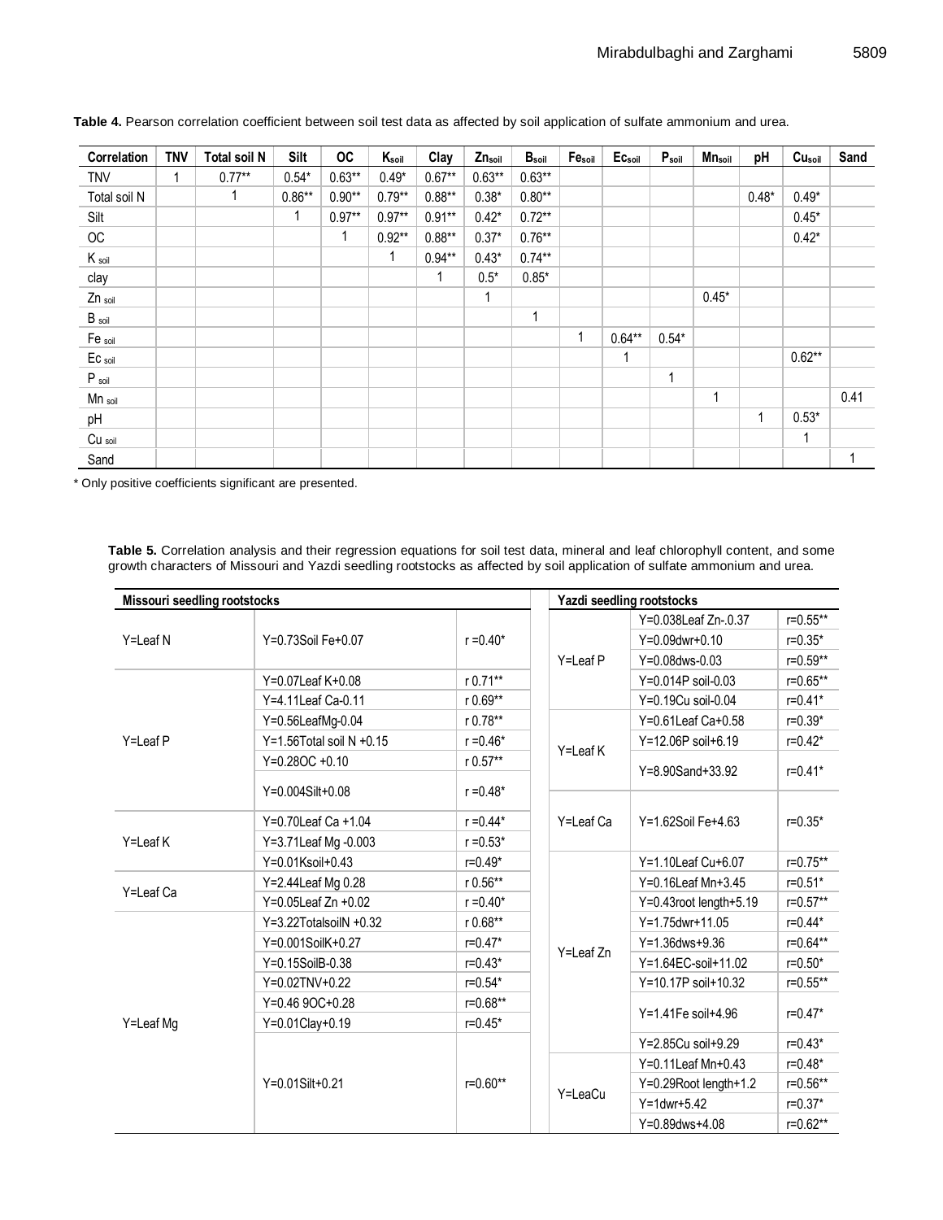**Table 4.** Pearson correlation coefficient between soil test data as affected by soil application of sulfate ammonium and urea.

| Correlation | TNV | Total soil N | Silt | OC | $K_{soil}$ | Clay | $Zn_{soil}$ | $B_{soil}$ | $Fe_{soil}$ | $Ec_{soil}$ | $P_{soil}$ | $Mn_{soil}$ | pH | $Cu_{soil}$ | Sand |
|---|---|---|---|---|---|---|---|---|---|---|---|---|---|---|---|
| TNV | 1 | 0.77** | 0.54* | 0.63** | 0.49* | 0.67** | 0.63** | 0.63** | | | | | | | |
| Total soil N | | 1 | 0.86** | 0.90** | 0.79** | 0.88** | 0.38* | 0.80** | | | | | 0.48* | 0.49* | |
| Silt | | | 1 | 0.97** | 0.97** | 0.91** | 0.42* | 0.72** | | | | | | 0.45* | |
| OC | | | | 1 | 0.92** | 0.88** | 0.37* | 0.76** | | | | | | 0.42* | |
| $K_{soil}$ | | | | | 1 | 0.94** | 0.43* | 0.74** | | | | | | | |
| clay | | | | | | 1 | 0.5* | 0.85* | | | | | | | |
| $Zn_{soil}$ | | | | | | | 1 | | | | | 0.45* | | | |
| $B_{soil}$ | | | | | | | | 1 | | | | | | | |
| $Fe_{soil}$ | | | | | | | | | 1 | 0.64** | 0.54* | | | | |
| $Ec_{soil}$ | | | | | | | | | | 1 | | | | 0.62** | |
| $P_{soil}$ | | | | | | | | | | | 1 | | | | |
| $Mn_{soil}$ | | | | | | | | | | | | 1 | | | 0.41 |
| pH | | | | | | | | | | | | | 1 | 0.53* | |
| $Cu_{soil}$ | | | | | | | | | | | | | | 1 | |
| Sand | | | | | | | | | | | | | | | 1 |

* Only positive coefficients significant are presented.

**Table 5.** Correlation analysis and their regression equations for soil test data, mineral and leaf chlorophyll content, and some growth characters of Missouri and Yazdi seedling rootstocks as affected by soil application of sulfate ammonium and urea.

| Missouri seedling rootstocks | | | Yazdi seedling rootstocks | | |
|---|---|---|---|---|---|
| Y=Leaf N | Y=0.73Soil Fe+0.07 | r =0.40* | Y=Leaf P | Y=0.038Leaf Zn-.0.37 | r=0.55** |
| | | | | Y=0.09dwr+0.10 | r=0.35* |
| | | | | Y=0.08dws-0.03 | r=0.59** |
| Y=Leaf P | Y=0.07Leaf K+0.08 | r 0.71** | | Y=0.014P soil-0.03 | r=0.65** |
| | Y=4.11Leaf Ca-0.11 | r 0.69** | | Y=0.19Cu soil-0.04 | r=0.41* |
| | Y=0.56LeafMg-0.04 | r 0.78** | Y=Leaf K | Y=0.61Leaf Ca+0.58 | r=0.39* |
| | Y=1.56Total soil N +0.15 | r =0.46* | | Y=12.06P soil+6.19 | r=0.42* |
| | Y=0.28OC +0.10 | r 0.57** | | Y=8.90Sand+33.92 | r=0.41* |
| | Y=0.004Silt+0.08 | r =0.48* | | | |
| Y=Leaf K | Y=0.70Leaf Ca +1.04 | r =0.44* | Y=Leaf Ca | Y=1.62Soil Fe+4.63 | r=0.35* |
| | Y=3.71Leaf Mg -0.003 | r =0.53* | | | |
| | Y=0.01Ksoil+0.43 | r=0.49* | Y=Leaf Zn | Y=1.10Leaf Cu+6.07 | r=0.75** |
| Y=Leaf Ca | Y=2.44Leaf Mg 0.28 | r 0.56** | | Y=0.16Leaf Mn+3.45 | r=0.51* |
| | Y=0.05Leaf Zn +0.02 | r =0.40* | | Y=0.43root length+5.19 | r=0.57** |
| Y=Leaf Mg | Y=3.22TotalsoilN +0.32 | r 0.68** | | Y=1.75dwr+11.05 | r=0.44* |
| | Y=0.001SoilK+0.27 | r=0.47* | | Y=1.36dws+9.36 | r=0.64** |
| | Y=0.15SoilB-0.38 | r=0.43* | | Y=1.64EC-soil+11.02 | r=0.50* |
| | Y=0.02TNV+0.22 | r=0.54* | | Y=10.17P soil+10.32 | r=0.55** |
| | Y=0.46 9OC+0.28 | r=0.68** | | Y=1.41Fe soil+4.96 | r=0.47* |
| | Y=0.01Clay+0.19 | r=0.45* | | | |
| | Y=0.01Silt+0.21 | r=0.60** | | Y=2.85Cu soil+9.29 | r=0.43* |
| | | | Y=LeaCu | Y=0.11Leaf Mn+0.43 | r=0.48* |
| | | | | Y=0.29Root length+1.2 | r=0.56** |
| | | | | Y=1dwr+5.42 | r=0.37* |
| | | | | Y=0.89dws+4.08 | r=0.62** |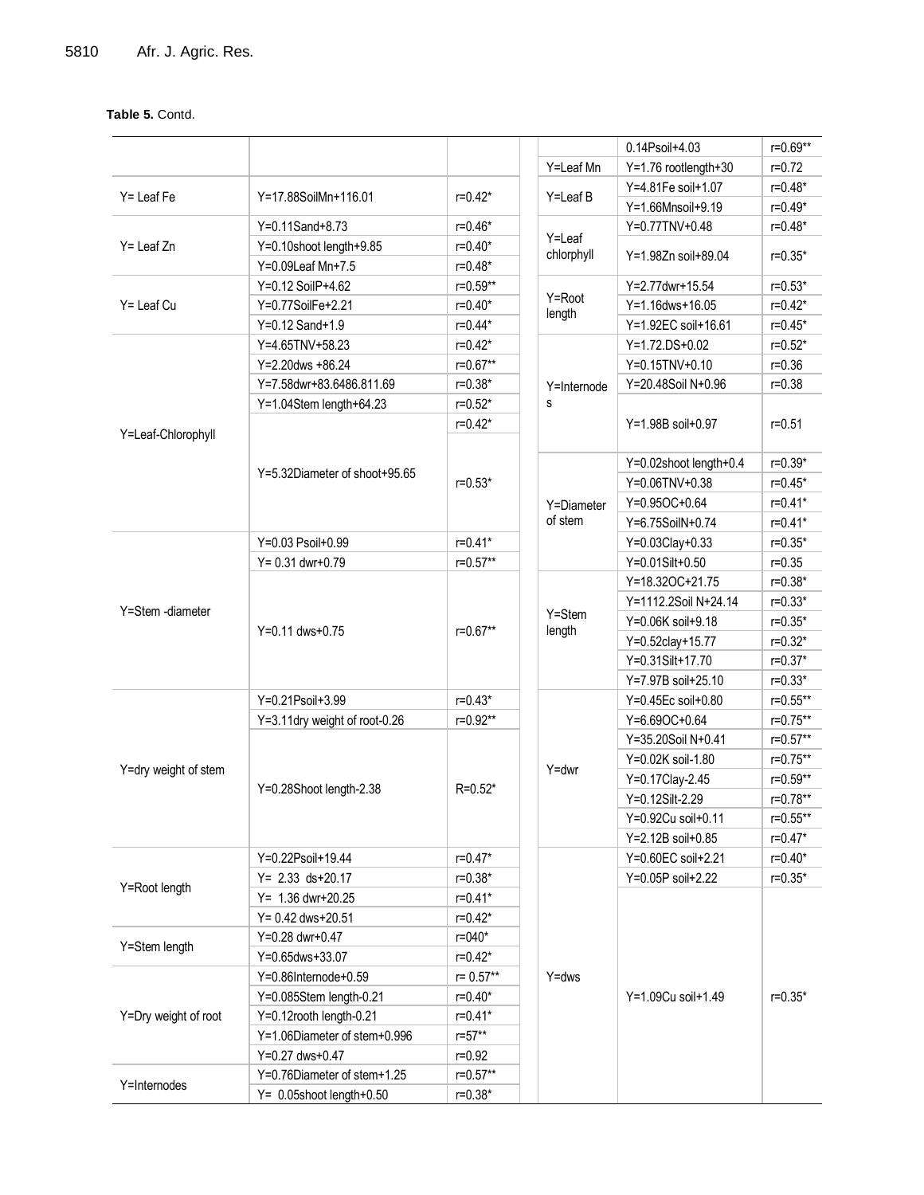**Table 5.** Contd.

| | | | | | |
|---|---|---|---|---|---|
| | | | | 0.14Psoil+4.03 | r=0.69** |
| | | | Y=Leaf Mn | Y=1.76 rootlength+30 | r=0.72 |
| Y= Leaf Fe | Y=17.88SoilMn+116.01 | r=0.42* | Y=Leaf B | Y=4.81Fe soil+1.07 | r=0.48* |
| | | | | Y=1.66Mnsoil+9.19 | r=0.49* |
| Y= Leaf Zn | Y=0.11Sand+8.73 | r=0.46* | Y=Leaf chlorphyll | Y=0.77TNV+0.48 | r=0.48* |
| | Y=0.10shoot length+9.85 | r=0.40* | | Y=1.98Zn soil+89.04 | r=0.35* |
| | Y=0.09Leaf Mn+7.5 | r=0.48* | | | |
| Y= Leaf Cu | Y=0.12 SoilP+4.62 | r=0.59** | Y=Root length | Y=2.77dwr+15.54 | r=0.53* |
| | Y=0.77SoilFe+2.21 | r=0.40* | | Y=1.16dws+16.05 | r=0.42* |
| | Y=0.12 Sand+1.9 | r=0.44* | | Y=1.92EC soil+16.61 | r=0.45* |
| Y=Leaf-Chlorophyll | Y=4.65TNV+58.23 | r=0.42* | Y=Internodes | Y=1.72.DS+0.02 | r=0.52* |
| | Y=2.20dws +86.24 | r=0.67** | | Y=0.15TNV+0.10 | r=0.36 |
| | Y=7.58dwr+83.6486.811.69 | r=0.38* | | Y=20.48Soil N+0.96 | r=0.38 |
| | Y=1.04Stem length+64.23 | r=0.52* | | Y=1.98B soil+0.97 | r=0.51 |
| | | r=0.42* | | | |
| | Y=5.32Diameter of shoot+95.65 | r=0.53* | Y=Diameter of stem | Y=0.02shoot length+0.4 | r=0.39* |
| | | | | Y=0.06TNV+0.38 | r=0.45* |
| | | | | Y=0.95OC+0.64 | r=0.41* |
| | | | | Y=6.75SoilN+0.74 | r=0.41* |
| Y=Stem -diameter | Y=0.03 Psoil+0.99 | r=0.41* | | Y=0.03Clay+0.33 | r=0.35* |
| | Y= 0.31 dwr+0.79 | r=0.57** | | Y=0.01Silt+0.50 | r=0.35 |
| | Y=0.11 dws+0.75 | r=0.67** | Y=Stem length | Y=18.32OC+21.75 | r=0.38* |
| | | | | Y=1112.2Soil N+24.14 | r=0.33* |
| | | | | Y=0.06K soil+9.18 | r=0.35* |
| | | | | Y=0.52clay+15.77 | r=0.32* |
| | | | | Y=0.31Silt+17.70 | r=0.37* |
| | | | | Y=7.97B soil+25.10 | r=0.33* |
| Y=dry weight of stem | Y=0.21Psoil+3.99 | r=0.43* | Y=dwr | Y=0.45Ec soil+0.80 | r=0.55** |
| | Y=3.11dry weight of root-0.26 | r=0.92** | | Y=6.69OC+0.64 | r=0.75** |
| | Y=0.28Shoot length-2.38 | R=0.52* | | Y=35.20Soil N+0.41 | r=0.57** |
| | | | | Y=0.02K soil-1.80 | r=0.75** |
| | | | | Y=0.17Clay-2.45 | r=0.59** |
| | | | | Y=0.12Silt-2.29 | r=0.78** |
| | | | | Y=0.92Cu soil+0.11 | r=0.55** |
| | | | | Y=2.12B soil+0.85 | r=0.47* |
| Y=Root length | Y=0.22Psoil+19.44 | r=0.47* | Y=dws | Y=0.60EC soil+2.21 | r=0.40* |
| | Y= 2.33 ds+20.17 | r=0.38* | | Y=0.05P soil+2.22 | r=0.35* |
| | Y= 1.36 dwr+20.25 | r=0.41* | | Y=1.09Cu soil+1.49 | r=0.35* |
| | Y= 0.42 dws+20.51 | r=0.42* | | | |
| Y=Stem length | Y=0.28 dwr+0.47 | r=040* | | | |
| | Y=0.65dws+33.07 | r=0.42* | | | |
| Y=Dry weight of root | Y=0.86Internode+0.59 | r= 0.57** | | | |
| | Y=0.085Stem length-0.21 | r=0.40* | | | |
| | Y=0.12rooth length-0.21 | r=0.41* | | | |
| | Y=1.06Diameter of stem+0.996 | r=57** | | | |
| | Y=0.27 dws+0.47 | r=0.92 | | | |
| Y=Internodes | Y=0.76Diameter of stem+1.25 | r=0.57** | | | |
| | Y= 0.05shoot length+0.50 | r=0.38* | | | |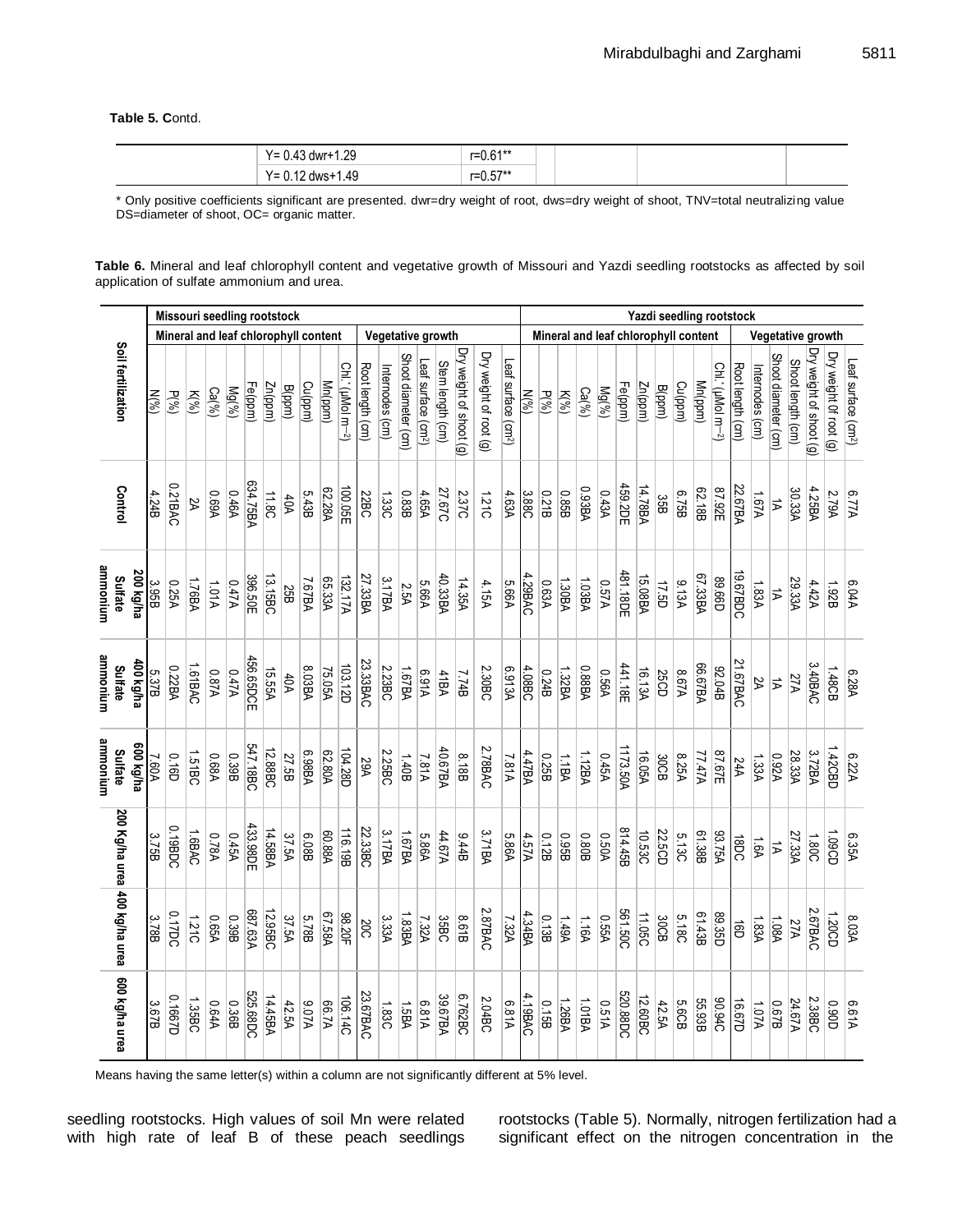**Table 5. C**ontd.

| | | | | | |
|---|---|---|---|---|---|
| | Y= 0.43 dwr+1.29 | r=0.61** | | | |
| | Y= 0.12 dws+1.49 | r=0.57** | | | |

* Only positive coefficients significant are presented. dwr=dry weight of root, dws=dry weight of shoot, TNV=total neutralizing value DS=diameter of shoot, OC= organic matter.

**Table 6.** Mineral and leaf chlorophyll content and vegetative growth of Missouri and Yazdi seedling rootstocks as affected by soil application of sulfate ammonium and urea.

| Rootstock | Group | Soil fertilization | Control | 200 kg/ha Sulfate ammonium | 400 kg/ha Sulfate ammonium | 600 kg/ha Sulfate ammonium | 200 Kg/ha urea | 400 kg/ha urea | 600 kg/ha urea |
|---|---|---|---|---|---|---|---|---|---|
| Missouri seedling rootstock | Mineral and leaf chlorophyll content | N(%) | 4.24B | 3.95B | 5.37B | 7.60A | 3.75B | 3.78B | 3.67B |
| | | P(%) | 0.21BAC | 0.25A | 0.22BA | 0.16D | 0.19BDC | 0.17DC | 0.1667D |
| | | K(%) | 2A | 1.76BA | 1.61BAC | 1.51BC | 1.6BAC | 1.21C | 1.35BC |
| | | Ca(%) | 0.69A | 1.01A | 0.87A | 0.68A | 0.78A | 0.65A | 0.64A |
| | | Mg(%) | 0.46A | 0.47A | 0.47A | 0.39B | 0.45A | 0.39B | 0.36B |
| | | Fe(ppm) | 634.75BA | 396.50E | 456.65DCE | 547.18BC | 433.98DE | 687.63A | 525.68DC |
| | | Zn(ppm) | 11.8C | 13.15BC | 15.55A | 12.88BC | 14.58BA | 12.95BC | 14.45BA |
| | | B(ppm) | 40A | 25B | 40A | 27.5B | 37.5A | 37.5A | 42.5A |
| | | Cu(ppm) | 5.43B | 7.67BA | 8.03BA | 6.98BA | 6.08B | 5.78B | 9.07A |
| | | Mn(ppm) | 62.28A | 65.33A | 75.05A | 62.80A | 60.88A | 67.58A | 66.7A |
| | | Chl.' (µMol m$^{-2}$) | 100.05E | 132.17A | 103.12D | 104.28D | 116.19B | 98.20F | 106.14C |
| | Vegetative growth | Root length (cm) | 22BC | 27.33BA | 23.33BAC | 29A | 22.33BC | 20C | 23.67BAC |
| | | Internodes (cm) | 1.33C | 3.17BA | 2.23BC | 2.25BC | 3.17BA | 3.33A | 1.83C |
| | | Shoot diameter (cm) | 0.83B | 2.5A | 1.67BA | 1.40B | 1.67BA | 1.83BA | 1.5BA |
| | | Leaf surface (cm$^2$) | 4.65A | 5.66A | 6.91A | 7.81A | 5.86A | 7.32A | 6.81A |
| | | Stem length (cm) | 27.67C | 40.33BA | 41BA | 40.67BA | 44.67A | 35BC | 39.67BA |
| | | Dry weight of shoot (g) | 2.37C | 14.35A | 7.74B | 8.18B | 9.44B | 8.61B | 6.762BC |
| | | Dry weight of root (g) | 1.21C | 4.15A | 2.30BC | 2.78BAC | 3.71BA | 2.87BAC | 2.04BC |
| | | Leaf surface (cm$^2$) | 4.63A | 5.66A | 6.913A | 7.81A | 5.86A | 7.32A | 6.81A |
| Yazdi seedling rootstock | Mineral and leaf chlorophyll content | N(%) | 3.88C | 4.29BAC | 4.08BC | 4.47BA | 4.57A | 4.34BA | 4.19BAC |
| | | P(%) | 0.21B | 0.63A | 0.24B | 0.25B | 0.12B | 0.13B | 0.15B |
| | | K(%) | 0.85B | 1.30BA | 1.32BA | 1.1BA | 0.95B | 1.49A | 1.26BA |
| | | Ca(%) | 0.93BA | 1.03BA | 0.88BA | 1.12BA | 0.80B | 1.16A | 1.01BA |
| | | Mg(%) | 0.43A | 0.57A | 0.56A | 0.45A | 0.50A | 0.55A | 0.51A |
| | | Fe(ppm) | 459.2DE | 481.18DE | 441.18E | 1173.50A | 814.45B | 561.50C | 520.88DC |
| | | Zn(ppm) | 14.78BA | 15.08BA | 16.13A | 16.05A | 10.53C | 11.05C | 12.60BC |
| | | B(ppm) | 35B | 17.5D | 25CD | 30CB | 22.5CD | 30CB | 42.5A |
| | | Cu(ppm) | 6.75B | 9.13A | 8.67A | 8.25A | 5.13C | 5.18C | 5.6CB |
| | | Mn(ppm) | 62.18B | 67.33BA | 66.67BA | 77.47A | 61.38B | 61.43B | 55.93B |
| | | Chl.' (µMol m$^{-2}$) | 87.92E | 89.66D | 92.04B | 87.67E | 93.75A | 89.35D | 90.94C |
| | Vegetative growth | Root length (cm) | 22.67BA | 19.67BDC | 21.67BAC | 24A | 18DC | 16D | 16.67D |
| | | Internodes (cm) | 1.67A | 1.83A | 2A | 1.33A | 1.6A | 1.83A | 1.07A |
| | | Shoot diameter (cm) | 1A | 1A | 1A | 0.92A | 1A | 1.08A | 0.67B |
| | | Shoot length (cm) | 30.33A | 29.33A | 27A | 28.33A | 27.33A | 27A | 24.67A |
| | | Dry weight of shoot (g) | 4.25BA | 4.42A | 3.40BAC | 3.72BA | 1.80C | 2.67BAC | 2.38BC |
| | | Dry weight 0f root (g) | 2.79A | 1.92B | 1.48CB | 1.42CBD | 1.09CD | 1.20CD | 0.90D |
| | | Leaf surface (cm$^2$) | 6.77A | 6.04A | 6.28A | 6.22A | 6.35A | 8.03A | 6.61A |

Means having the same letter(s) within a column are not significantly different at 5% level.

seedling rootstocks. High values of soil Mn were related with high rate of leaf B of these peach seedlings rootstocks (Table 5). Normally, nitrogen fertilization had a significant effect on the nitrogen concentration in the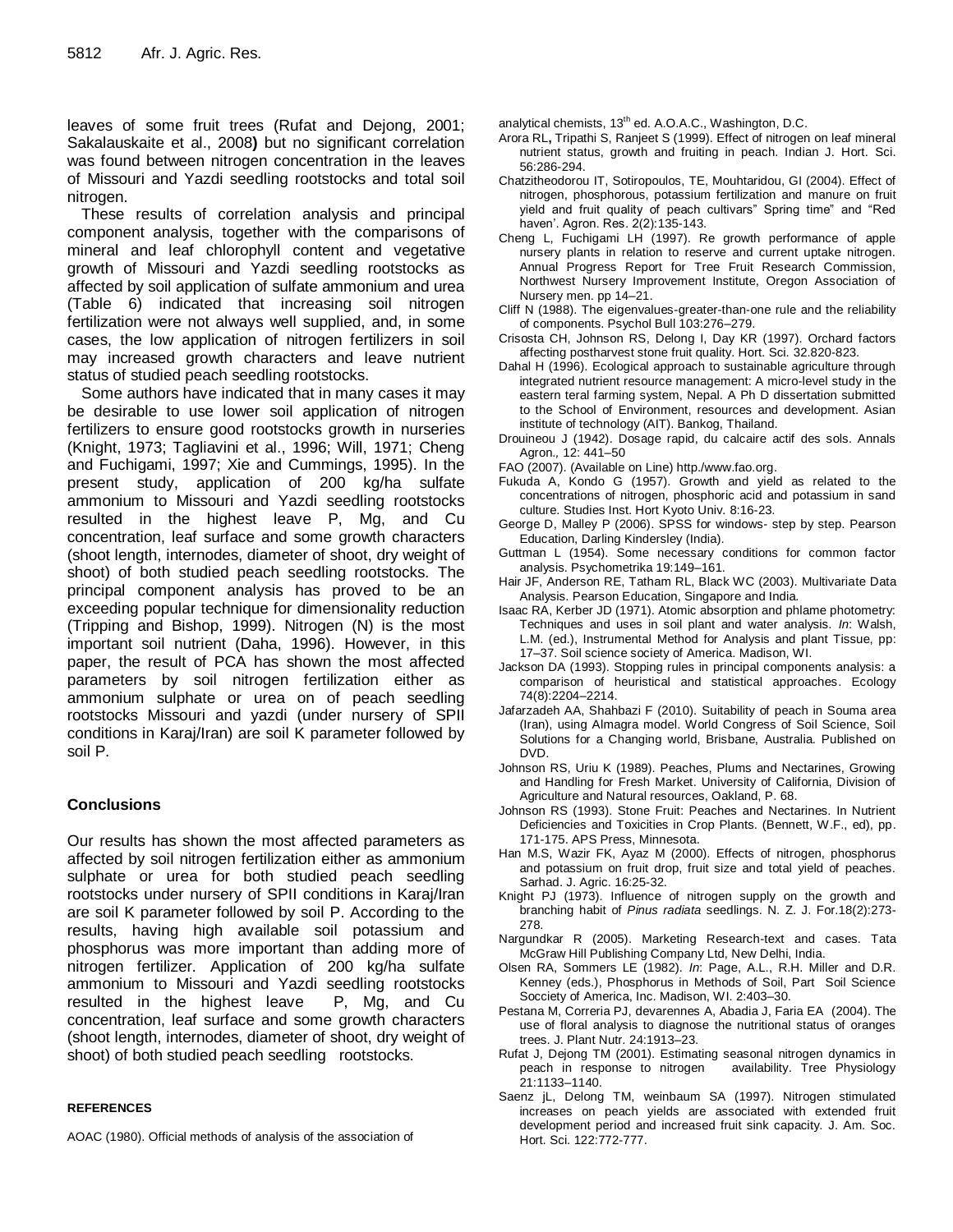leaves of some fruit trees (Rufat and Dejong, 2001; Sakalauskaite et al., 2008**)** but no significant correlation was found between nitrogen concentration in the leaves of Missouri and Yazdi seedling rootstocks and total soil nitrogen.

These results of correlation analysis and principal component analysis, together with the comparisons of mineral and leaf chlorophyll content and vegetative growth of Missouri and Yazdi seedling rootstocks as affected by soil application of sulfate ammonium and urea (Table 6) indicated that increasing soil nitrogen fertilization were not always well supplied, and, in some cases, the low application of nitrogen fertilizers in soil may increased growth characters and leave nutrient status of studied peach seedling rootstocks.

Some authors have indicated that in many cases it may be desirable to use lower soil application of nitrogen fertilizers to ensure good rootstocks growth in nurseries (Knight, 1973; Tagliavini et al., 1996; Will, 1971; Cheng and Fuchigami, 1997; Xie and Cummings, 1995). In the present study, application of 200 kg/ha sulfate ammonium to Missouri and Yazdi seedling rootstocks resulted in the highest leave P, Mg, and Cu concentration, leaf surface and some growth characters (shoot length, internodes, diameter of shoot, dry weight of shoot) of both studied peach seedling rootstocks. The principal component analysis has proved to be an exceeding popular technique for dimensionality reduction (Tripping and Bishop, 1999). Nitrogen (N) is the most important soil nutrient (Daha, 1996). However, in this paper, the result of PCA has shown the most affected parameters by soil nitrogen fertilization either as ammonium sulphate or urea on of peach seedling rootstocks Missouri and yazdi (under nursery of SPII conditions in Karaj/Iran) are soil K parameter followed by soil P.

## Conclusions

Our results has shown the most affected parameters as affected by soil nitrogen fertilization either as ammonium sulphate or urea for both studied peach seedling rootstocks under nursery of SPII conditions in Karaj/Iran are soil K parameter followed by soil P. According to the results, having high available soil potassium and phosphorus was more important than adding more of nitrogen fertilizer. Application of 200 kg/ha sulfate ammonium to Missouri and Yazdi seedling rootstocks resulted in the highest leave P, Mg, and Cu concentration, leaf surface and some growth characters (shoot length, internodes, diameter of shoot, dry weight of shoot) of both studied peach seedling rootstocks.

### REFERENCES

AOAC (1980). Official methods of analysis of the association of analytical chemists, 13th ed. A.O.A.C., Washington, D.C.

Arora RL**,** Tripathi S, Ranjeet S (1999). Effect of nitrogen on leaf mineral nutrient status, growth and fruiting in peach. Indian J. Hort. Sci. 56:286-294.

Chatzitheodorou IT, Sotiropoulos, TE, Mouhtaridou, GI (2004). Effect of nitrogen, phosphorous, potassium fertilization and manure on fruit yield and fruit quality of peach cultivars" Spring time" and "Red haven'. Agron. Res. 2(2):135-143.

Cheng L, Fuchigami LH (1997). Re growth performance of apple nursery plants in relation to reserve and current uptake nitrogen. Annual Progress Report for Tree Fruit Research Commission, Northwest Nursery Improvement Institute, Oregon Association of Nursery men. pp 14–21.

Cliff N (1988). The eigenvalues-greater-than-one rule and the reliability of components. Psychol Bull 103:276–279.

Crisosta CH, Johnson RS, Delong I, Day KR (1997). Orchard factors affecting postharvest stone fruit quality. Hort. Sci. 32.820-823.

Dahal H (1996). Ecological approach to sustainable agriculture through integrated nutrient resource management: A micro-level study in the eastern teral farming system, Nepal. A Ph D dissertation submitted to the School of Environment, resources and development. Asian institute of technology (AIT). Bankog, Thailand.

Drouineou J (1942). Dosage rapid, du calcaire actif des sols. Annals Agron., 12: 441–50

FAO (2007). (Available on Line) http./www.fao.org.

Fukuda A, Kondo G (1957). Growth and yield as related to the concentrations of nitrogen, phosphoric acid and potassium in sand culture. Studies Inst. Hort Kyoto Univ. 8:16-23.

George D, Malley P (2006). SPSS for windows- step by step. Pearson Education, Darling Kindersley (India).

Guttman L (1954). Some necessary conditions for common factor analysis. Psychometrika 19:149–161.

Hair JF, Anderson RE, Tatham RL, Black WC (2003). Multivariate Data Analysis. Pearson Education, Singapore and India.

Isaac RA, Kerber JD (1971). Atomic absorption and phlame photometry: Techniques and uses in soil plant and water analysis. *In*: Walsh, L.M. (ed.), Instrumental Method for Analysis and plant Tissue, pp: 17–37. Soil science society of America. Madison, WI.

Jackson DA (1993). Stopping rules in principal components analysis: a comparison of heuristical and statistical approaches. Ecology 74(8):2204–2214.

Jafarzadeh AA, Shahbazi F (2010). Suitability of peach in Souma area (Iran), using Almagra model. World Congress of Soil Science, Soil Solutions for a Changing world, Brisbane, Australia. Published on DVD.

Johnson RS, Uriu K (1989). Peaches, Plums and Nectarines, Growing and Handling for Fresh Market. University of California, Division of Agriculture and Natural resources, Oakland, P. 68.

Johnson RS (1993). Stone Fruit: Peaches and Nectarines. In Nutrient Deficiencies and Toxicities in Crop Plants. (Bennett, W.F., ed), pp. 171-175. APS Press, Minnesota.

Han M.S, Wazir FK, Ayaz M (2000). Effects of nitrogen, phosphorus and potassium on fruit drop, fruit size and total yield of peaches. Sarhad. J. Agric. 16:25-32.

Knight PJ (1973). Influence of nitrogen supply on the growth and branching habit of *Pinus radiata* seedlings. N. Z. J. For.18(2):273-278.

Nargundkar R (2005). Marketing Research-text and cases. Tata McGraw Hill Publishing Company Ltd, New Delhi, India.

Olsen RA, Sommers LE (1982). *In*: Page, A.L., R.H. Miller and D.R. Kenney (eds.), Phosphorus in Methods of Soil, Part Soil Science Socciety of America, Inc. Madison, WI. 2:403–30.

Pestana M, Correria PJ, devarennes A, Abadia J, Faria EA (2004). The use of floral analysis to diagnose the nutritional status of oranges trees. J. Plant Nutr. 24:1913–23.

Rufat J, Dejong TM (2001). Estimating seasonal nitrogen dynamics in peach in response to nitrogen availability. Tree Physiology 21:1133–1140.

Saenz jL, Delong TM, weinbaum SA (1997). Nitrogen stimulated increases on peach yields are associated with extended fruit development period and increased fruit sink capacity. J. Am. Soc. Hort. Sci. 122:772-777.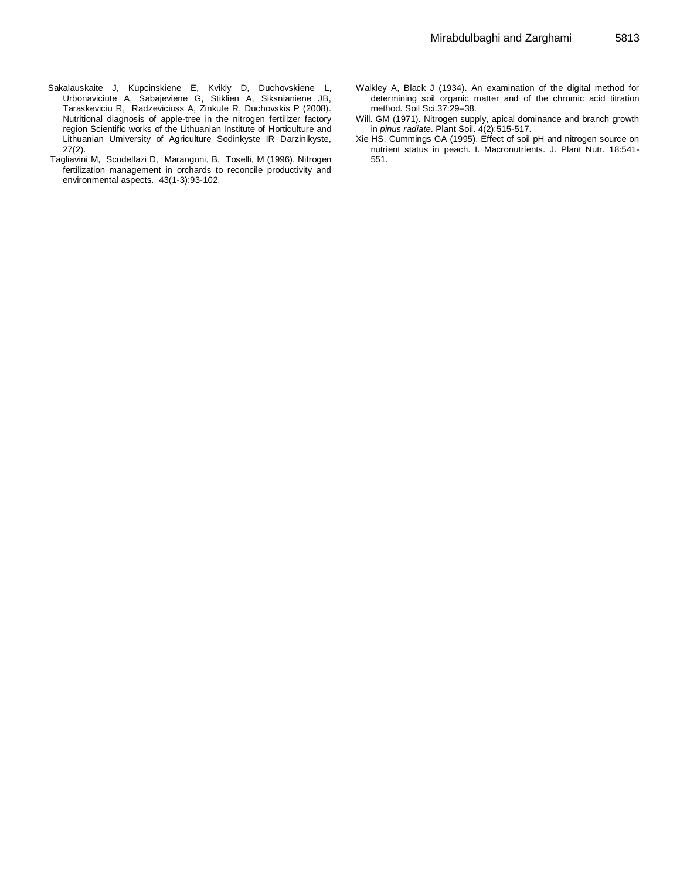Sakalauskaite J, Kupcinskiene E, Kvikly D, Duchovskiene L, Urbonaviciute A, Sabajeviene G, Stiklien A, Siksnianiene JB, Taraskeviciu R, Radzeviciuss A, Zinkute R, Duchovskis P (2008). Nutritional diagnosis of apple-tree in the nitrogen fertilizer factory region Scientific works of the Lithuanian Institute of Horticulture and Lithuanian Umiversity of Agriculture Sodinkyste IR Darzinikyste, 27(2).

Tagliavini M, Scudellazi D, Marangoni, B, Toselli, M (1996). Nitrogen fertilization management in orchards to reconcile productivity and environmental aspects. 43(1-3):93-102.

Walkley A, Black J (1934). An examination of the digital method for determining soil organic matter and of the chromic acid titration method. Soil Sci.37:29–38.

Will. GM (1971). Nitrogen supply, apical dominance and branch growth in *pinus radiate*. Plant Soil. 4(2):515-517.

Xie HS, Cummings GA (1995). Effect of soil pH and nitrogen source on nutrient status in peach. I. Macronutrients. J. Plant Nutr. 18:541-551.